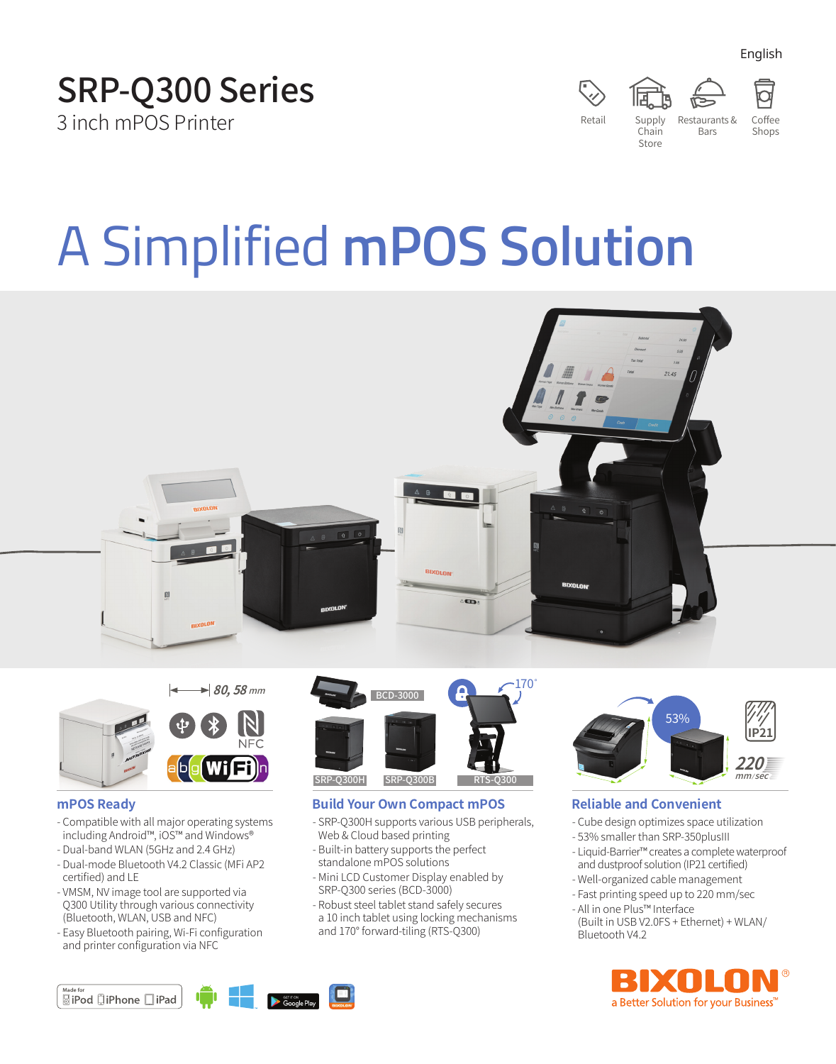English

# SRP-Q300 Series

3 inch mPOS Printer

Retail | Supply Chain Store | Restaurants & Bars | Coffee Shops

# A Simplified **mPOS Solution**

80, 58 mm

NFC

BCD-3000

170°

SRP-Q300H | SRP-Q300B | RTS-Q300

53%

IP21

220 mm/sec

## mPOS Ready

- Compatible with all major operating systems including Android™, iOS™ and Windows®
- Dual-band WLAN (5GHz and 2.4 GHz)
- Dual-mode Bluetooth V4.2 Classic (MFi AP2 certified) and LE
- VMSM, NV image tool are supported via Q300 Utility through various connectivity (Bluetooth, WLAN, USB and NFC)
- Easy Bluetooth pairing, Wi-Fi configuration and printer configuration via NFC

## Build Your Own Compact mPOS

- SRP-Q300H supports various USB peripherals, Web & Cloud based printing
- Built-in battery supports the perfect standalone mPOS solutions
- Mini LCD Customer Display enabled by SRP-Q300 series (BCD-3000)
- Robust steel tablet stand safely secures a 10 inch tablet using locking mechanisms and 170° forward-tiling (RTS-Q300)

## Reliable and Convenient

- Cube design optimizes space utilization
- 53% smaller than SRP-350plusIII
- Liquid-Barrier™ creates a complete waterproof and dustproof solution (IP21 certified)
- Well-organized cable management
- Fast printing speed up to 220 mm/sec
- All in one Plus™ Interface (Built in USB V2.0FS + Ethernet) + WLAN/ Bluetooth V4.2

Made for iPod iPhone iPad

BIXOLON® a Better Solution for your Business™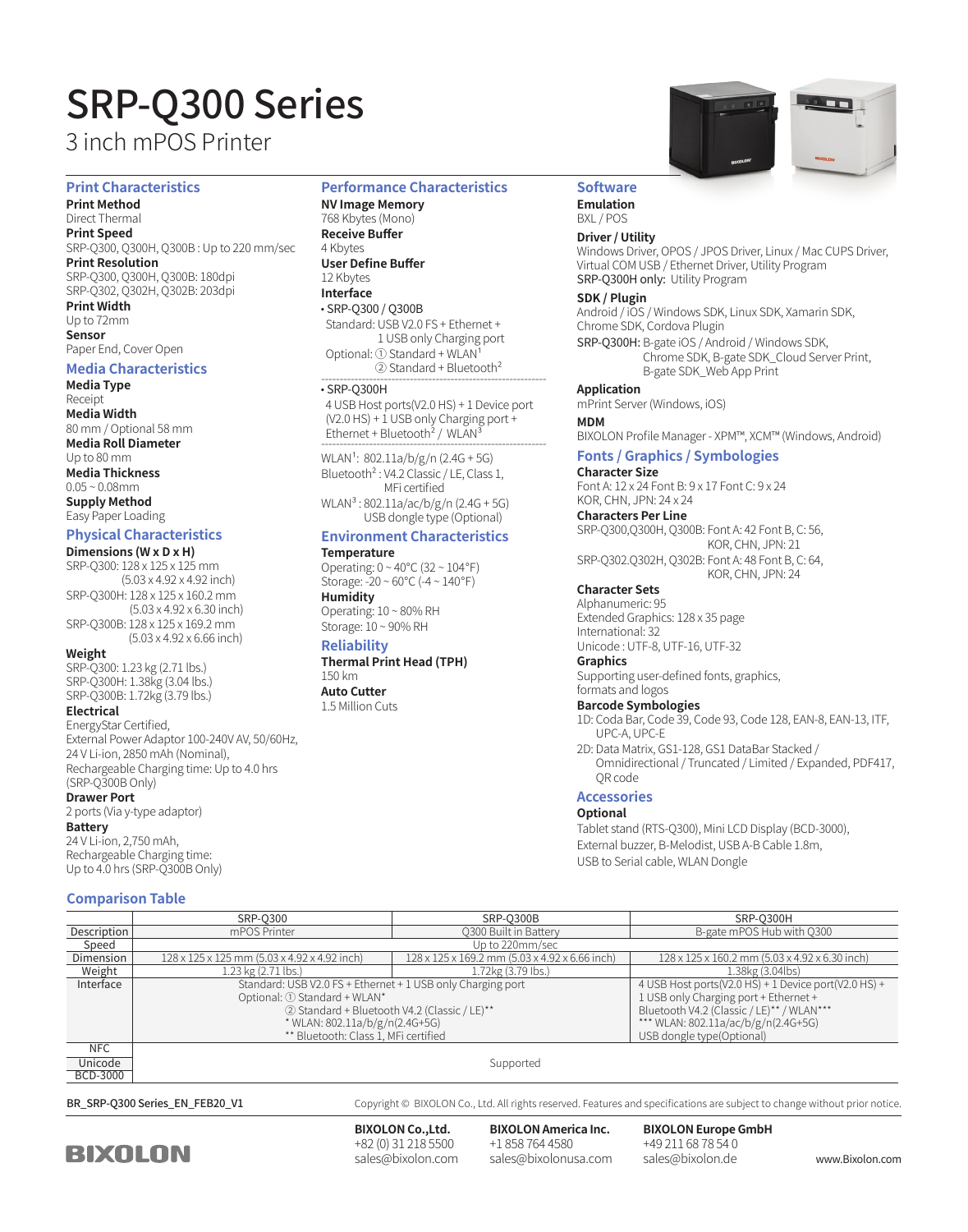// SRP-Q300 Series

3 inch mPOS Printer

## Print Characteristics

**Print Method**
Direct Thermal

**Print Speed**
SRP-Q300, Q300H, Q300B : Up to 220 mm/sec

**Print Resolution**
SRP-Q300, Q300H, Q300B: 180dpi
SRP-Q302, Q302H, Q302B: 203dpi

**Print Width**
Up to 72mm

**Sensor**
Paper End, Cover Open

## Media Characteristics

**Media Type**
Receipt

**Media Width**
80 mm / Optional 58 mm

**Media Roll Diameter**
Up to 80 mm

**Media Thickness**
0.05 ~ 0.08mm

**Supply Method**
Easy Paper Loading

## Physical Characteristics

**Dimensions (W x D x H)**
SRP-Q300: 128 x 125 x 125 mm (5.03 x 4.92 x 4.92 inch)
SRP-Q300H: 128 x 125 x 160.2 mm (5.03 x 4.92 x 6.30 inch)
SRP-Q300B: 128 x 125 x 169.2 mm (5.03 x 4.92 x 6.66 inch)

**Weight**
SRP-Q300: 1.23 kg (2.71 lbs.)
SRP-Q300H: 1.38kg (3.04 lbs.)
SRP-Q300B: 1.72kg (3.79 lbs.)

**Electrical**
EnergyStar Certified,
External Power Adaptor 100-240V AV, 50/60Hz,
24 V Li-ion, 2850 mAh (Nominal),
Rechargeable Charging time: Up to 4.0 hrs (SRP-Q300B Only)

**Drawer Port**
2 ports (Via y-type adaptor)

**Battery**
24 V Li-ion, 2,750 mAh,
Rechargeable Charging time:
Up to 4.0 hrs (SRP-Q300B Only)

## Performance Characteristics

**NV Image Memory**
768 Kbytes (Mono)

**Receive Buffer**
4 Kbytes

**User Define Buffer**
12 Kbytes

**Interface**

- SRP-Q300 / Q300B
  Standard: USB V2.0 FS + Ethernet + 1 USB only Charging port
  Optional: ① Standard + WLAN[1]
  ② Standard + Bluetooth[2]
- SRP-Q300H
  4 USB Host ports(V2.0 HS) + 1 Device port (V2.0 HS) + 1 USB only Charging port + Ethernet + Bluetooth[2] / WLAN[3]

WLAN[1]: 802.11a/b/g/n (2.4G + 5G)
Bluetooth[2] : V4.2 Classic / LE, Class 1, MFi certified
WLAN[3] : 802.11a/ac/b/g/n (2.4G + 5G) USB dongle type (Optional)

## Environment Characteristics

**Temperature**
Operating: 0 ~ 40°C (32 ~ 104°F)
Storage: -20 ~ 60°C (-4 ~ 140°F)

**Humidity**
Operating: 10 ~ 80% RH
Storage: 10 ~ 90% RH

## Reliability

**Thermal Print Head (TPH)**
150 km

**Auto Cutter**
1.5 Million Cuts

## Software

**Emulation**
BXL / POS

**Driver / Utility**
Windows Driver, OPOS / JPOS Driver, Linux / Mac CUPS Driver, Virtual COM USB / Ethernet Driver, Utility Program
**SRP-Q300H only:** Utility Program

**SDK / Plugin**
Android / iOS / Windows SDK, Linux SDK, Xamarin SDK, Chrome SDK, Cordova Plugin
**SRP-Q300H:** B-gate iOS / Android / Windows SDK, Chrome SDK, B-gate SDK_Cloud Server Print, B-gate SDK_Web App Print

**Application**
mPrint Server (Windows, iOS)

**MDM**
BIXOLON Profile Manager - XPM™, XCM™ (Windows, Android)

## Fonts / Graphics / Symbologies

**Character Size**
Font A: 12 x 24 Font B: 9 x 17 Font C: 9 x 24
KOR, CHN, JPN: 24 x 24

**Characters Per Line**
SRP-Q300,Q300H, Q300B: Font A: 42 Font B, C: 56, KOR, CHN, JPN: 21
SRP-Q302.Q302H, Q302B: Font A: 48 Font B, C: 64, KOR, CHN, JPN: 24

**Character Sets**
Alphanumeric: 95
Extended Graphics: 128 x 35 page
International: 32
Unicode : UTF-8, UTF-16, UTF-32

**Graphics**
Supporting user-defined fonts, graphics, formats and logos

**Barcode Symbologies**
1D: Coda Bar, Code 39, Code 93, Code 128, EAN-8, EAN-13, ITF, UPC-A, UPC-E
2D: Data Matrix, GS1-128, GS1 DataBar Stacked / Omnidirectional / Truncated / Limited / Expanded, PDF417, QR code

## Accessories

**Optional**
Tablet stand (RTS-Q300), Mini LCD Display (BCD-3000), External buzzer, B-Melodist, USB A-B Cable 1.8m, USB to Serial cable, WLAN Dongle

## Comparison Table

| | SRP-Q300 | SRP-Q300B | SRP-Q300H |
|---|---|---|---|
| Description | mPOS Printer | Q300 Built in Battery | B-gate mPOS Hub with Q300 |
| Speed | Up to 220mm/sec | | |
| Dimension | 128 x 125 x 125 mm (5.03 x 4.92 x 4.92 inch) | 128 x 125 x 169.2 mm (5.03 x 4.92 x 6.66 inch) | 128 x 125 x 160.2 mm (5.03 x 4.92 x 6.30 inch) |
| Weight | 1.23 kg (2.71 lbs.) | 1.72kg (3.79 lbs.) | 1.38kg (3.04lbs) |
| Interface | Standard: USB V2.0 FS + Ethernet + 1 USB only Charging port<br>Optional: ① Standard + WLAN*<br>② Standard + Bluetooth V4.2 (Classic / LE)**<br>* WLAN: 802.11a/b/g/n(2.4G+5G)<br>** Bluetooth: Class 1, MFi certified | | 4 USB Host ports(V2.0 HS) + 1 Device port(V2.0 HS) + 1 USB only Charging port + Ethernet + Bluetooth V4.2 (Classic / LE)** / WLAN***<br>*** WLAN: 802.11a/ac/b/g/n(2.4G+5G)<br>USB dongle type(Optional) |
| NFC | Supported | | |
| Unicode | Supported | | |
| BCD-3000 | Supported | | |

BR_SRP-Q300 Series_EN_FEB20_V1

Copyright © BIXOLON Co., Ltd. All rights reserved. Features and specifications are subject to change without prior notice.

BIXOLON

**BIXOLON Co.,Ltd.**
+82 (0) 31 218 5500
sales@bixolon.com

**BIXOLON America Inc.**
+1 858 764 4580
sales@bixolonusa.com

**BIXOLON Europe GmbH**
+49 211 68 78 54 0
sales@bixolon.de

www.Bixolon.com